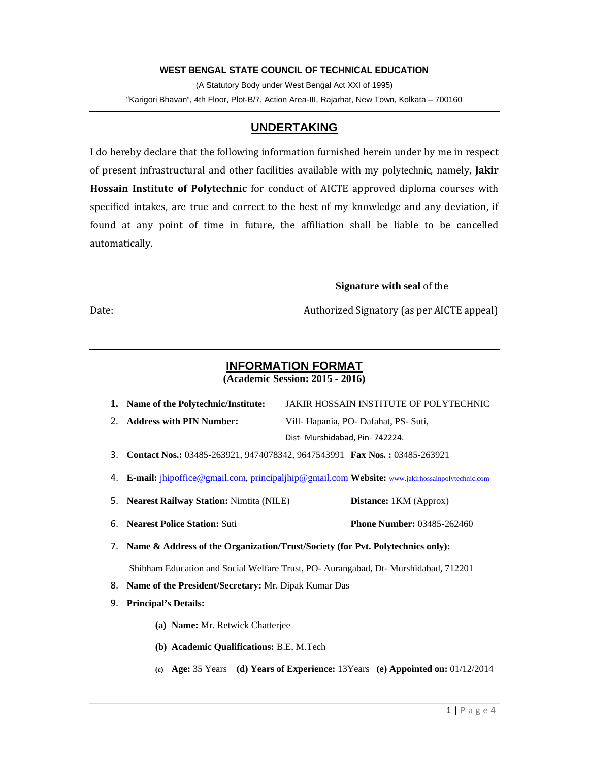**WEST BENGAL STATE COUNCIL OF TECHNICAL EDUCATION**

(A Statutory Body under West Bengal Act XXI of 1995)

"Karigori Bhavan", 4th Floor, Plot-B/7, Action Area-III, Rajarhat, New Town, Kolkata – 700160

---

## UNDERTAKING

I do hereby declare that the following information furnished herein under by me in respect of present infrastructural and other facilities available with my polytechnic, namely, **Jakir Hossain Institute of Polytechnic** for conduct of AICTE approved diploma courses with specified intakes, are true and correct to the best of my knowledge and any deviation, if found at any point of time in future, the affiliation shall be liable to be cancelled automatically.

**Signature with seal** of the

Date: Authorized Signatory (as per AICTE appeal)

---

## INFORMATION FORMAT

**(Academic Session: 2015 - 2016)**

1. **Name of the Polytechnic/Institute:** JAKIR HOSSAIN INSTITUTE OF POLYTECHNIC
2. **Address with PIN Number:** Vill- Hapania, PO- Dafahat, PS- Suti, Dist- Murshidabad, Pin- 742224.
3. **Contact Nos.:** 03485-263921, 9474078342, 9647543991 **Fax Nos. :** 03485-263921
4. **E-mail:** jhipoffice@gmail.com, principaljhip@gmail.com **Website:** www.jakirhossainpolytechnic.com
5. **Nearest Railway Station:** Nimtita (NILE) **Distance:** 1KM (Approx)
6. **Nearest Police Station:** Suti **Phone Number:** 03485-262460
7. **Name & Address of the Organization/Trust/Society (for Pvt. Polytechnics only):**

   Shibham Education and Social Welfare Trust, PO- Aurangabad, Dt- Murshidabad, 712201
8. **Name of the President/Secretary:** Mr. Dipak Kumar Das
9. **Principal's Details:**
   - **(a) Name:** Mr. Retwick Chatterjee
   - **(b) Academic Qualifications:** B.E, M.Tech
   - **(c) Age:** 35 Years **(d) Years of Experience:** 13Years **(e) Appointed on:** 01/12/2014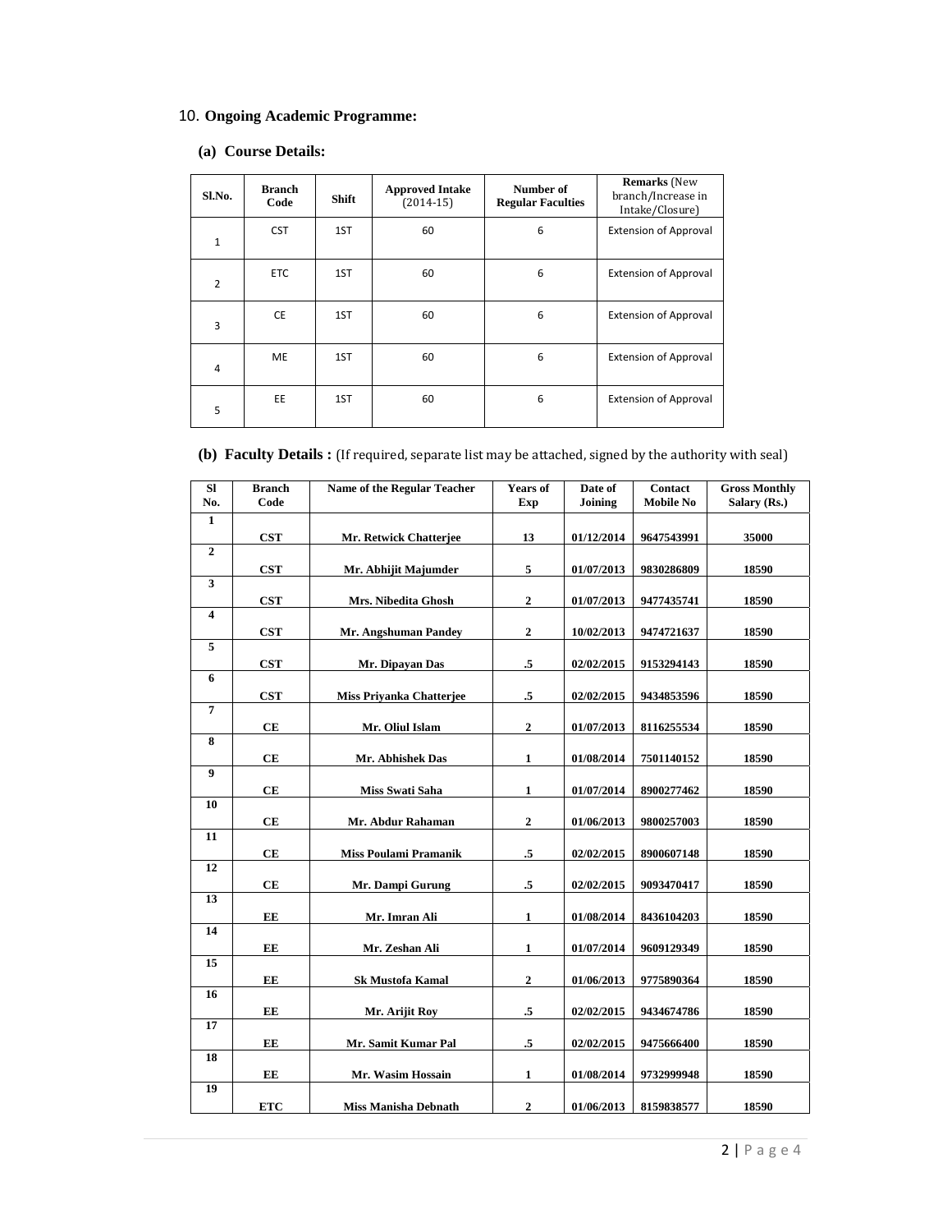## 10. Ongoing Academic Programme:

### (a) Course Details:

| Sl.No. | Branch Code | Shift | Approved Intake (2014-15) | Number of Regular Faculties | Remarks (New branch/Increase in Intake/Closure) |
|---|---|---|---|---|---|
| 1 | CST | 1ST | 60 | 6 | Extension of Approval |
| 2 | ETC | 1ST | 60 | 6 | Extension of Approval |
| 3 | CE | 1ST | 60 | 6 | Extension of Approval |
| 4 | ME | 1ST | 60 | 6 | Extension of Approval |
| 5 | EE | 1ST | 60 | 6 | Extension of Approval |

### (b) Faculty Details : (If required, separate list may be attached, signed by the authority with seal)

| Sl No. | Branch Code | Name of the Regular Teacher | Years of Exp | Date of Joining | Contact Mobile No | Gross Monthly Salary (Rs.) |
|---|---|---|---|---|---|---|
| 1 | CST | Mr. Retwick Chatterjee | 13 | 01/12/2014 | 9647543991 | 35000 |
| 2 | CST | Mr. Abhijit Majumder | 5 | 01/07/2013 | 9830286809 | 18590 |
| 3 | CST | Mrs. Nibedita Ghosh | 2 | 01/07/2013 | 9477435741 | 18590 |
| 4 | CST | Mr. Angshuman Pandey | 2 | 10/02/2013 | 9474721637 | 18590 |
| 5 | CST | Mr. Dipayan Das | .5 | 02/02/2015 | 9153294143 | 18590 |
| 6 | CST | Miss Priyanka Chatterjee | .5 | 02/02/2015 | 9434853596 | 18590 |
| 7 | CE | Mr. Oliul Islam | 2 | 01/07/2013 | 8116255534 | 18590 |
| 8 | CE | Mr. Abhishek Das | 1 | 01/08/2014 | 7501140152 | 18590 |
| 9 | CE | Miss Swati Saha | 1 | 01/07/2014 | 8900277462 | 18590 |
| 10 | CE | Mr. Abdur Rahaman | 2 | 01/06/2013 | 9800257003 | 18590 |
| 11 | CE | Miss Poulami Pramanik | .5 | 02/02/2015 | 8900607148 | 18590 |
| 12 | CE | Mr. Dampi Gurung | .5 | 02/02/2015 | 9093470417 | 18590 |
| 13 | EE | Mr. Imran Ali | 1 | 01/08/2014 | 8436104203 | 18590 |
| 14 | EE | Mr. Zeshan Ali | 1 | 01/07/2014 | 9609129349 | 18590 |
| 15 | EE | Sk Mustofa Kamal | 2 | 01/06/2013 | 9775890364 | 18590 |
| 16 | EE | Mr. Arijit Roy | .5 | 02/02/2015 | 9434674786 | 18590 |
| 17 | EE | Mr. Samit Kumar Pal | .5 | 02/02/2015 | 9475666400 | 18590 |
| 18 | EE | Mr. Wasim Hossain | 1 | 01/08/2014 | 9732999948 | 18590 |
| 19 | ETC | Miss Manisha Debnath | 2 | 01/06/2013 | 8159838577 | 18590 |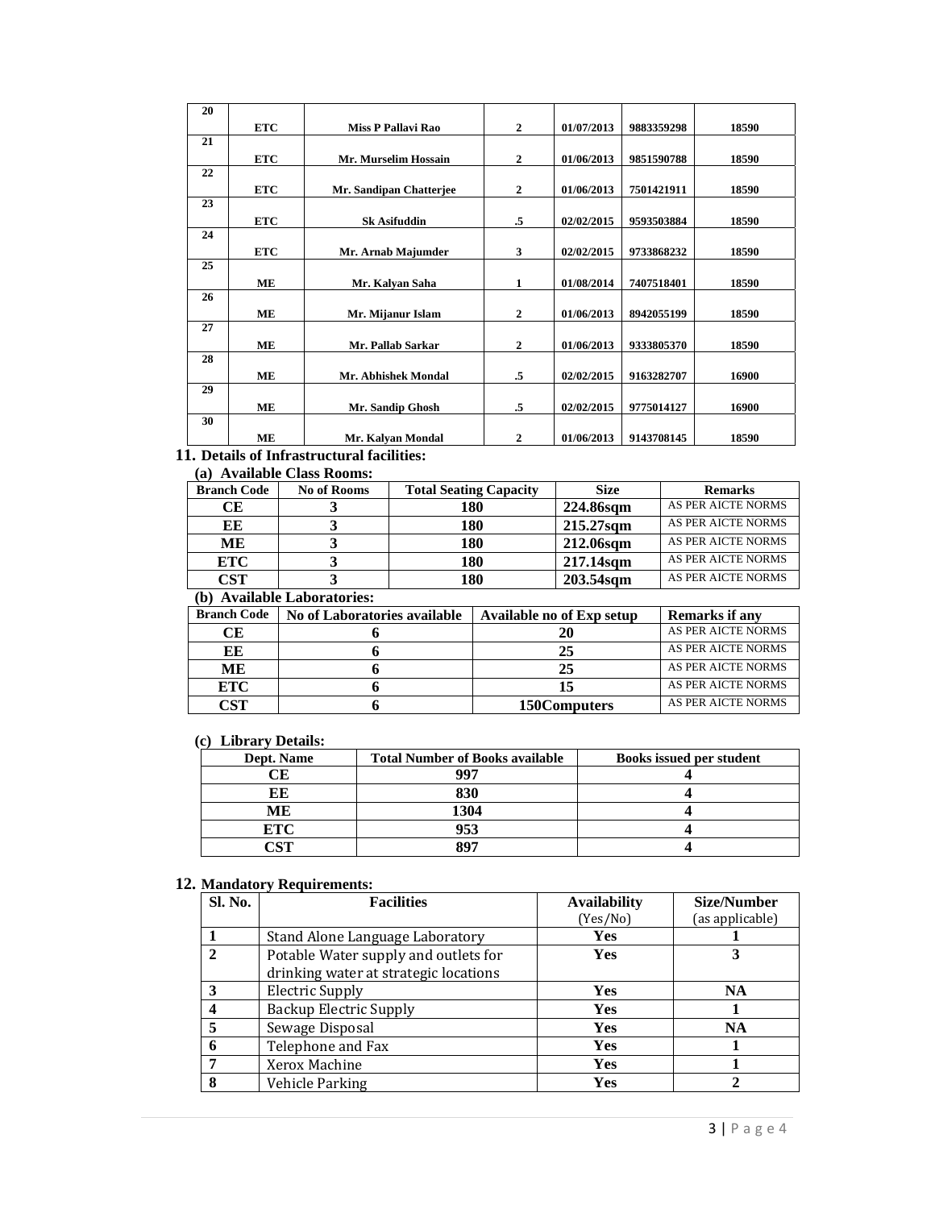| 20 | ETC | Miss P Pallavi Rao | 2 | 01/07/2013 | 9883359298 | 18590 |
|---|---|---|---|---|---|---|
| 21 | ETC | Mr. Murselim Hossain | 2 | 01/06/2013 | 9851590788 | 18590 |
| 22 | ETC | Mr. Sandipan Chatterjee | 2 | 01/06/2013 | 7501421911 | 18590 |
| 23 | ETC | Sk Asifuddin | .5 | 02/02/2015 | 9593503884 | 18590 |
| 24 | ETC | Mr. Arnab Majumder | 3 | 02/02/2015 | 9733868232 | 18590 |
| 25 | ME | Mr. Kalyan Saha | 1 | 01/08/2014 | 7407518401 | 18590 |
| 26 | ME | Mr. Mijanur Islam | 2 | 01/06/2013 | 8942055199 | 18590 |
| 27 | ME | Mr. Pallab Sarkar | 2 | 01/06/2013 | 9333805370 | 18590 |
| 28 | ME | Mr. Abhishek Mondal | .5 | 02/02/2015 | 9163282707 | 16900 |
| 29 | ME | Mr. Sandip Ghosh | .5 | 02/02/2015 | 9775014127 | 16900 |
| 30 | ME | Mr. Kalyan Mondal | 2 | 01/06/2013 | 9143708145 | 18590 |

## 11. Details of Infrastructural facilities:

### (a) Available Class Rooms:

| Branch Code | No of Rooms | Total Seating Capacity | Size | Remarks |
|---|---|---|---|---|
| CE | 3 | 180 | 224.86sqm | AS PER AICTE NORMS |
| EE | 3 | 180 | 215.27sqm | AS PER AICTE NORMS |
| ME | 3 | 180 | 212.06sqm | AS PER AICTE NORMS |
| ETC | 3 | 180 | 217.14sqm | AS PER AICTE NORMS |
| CST | 3 | 180 | 203.54sqm | AS PER AICTE NORMS |

### (b) Available Laboratories:

| Branch Code | No of Laboratories available | Available no of Exp setup | Remarks if any |
|---|---|---|---|
| CE | 6 | 20 | AS PER AICTE NORMS |
| EE | 6 | 25 | AS PER AICTE NORMS |
| ME | 6 | 25 | AS PER AICTE NORMS |
| ETC | 6 | 15 | AS PER AICTE NORMS |
| CST | 6 | 150Computers | AS PER AICTE NORMS |

### (c) Library Details:

| Dept. Name | Total Number of Books available | Books issued per student |
|---|---|---|
| CE | 997 | 4 |
| EE | 830 | 4 |
| ME | 1304 | 4 |
| ETC | 953 | 4 |
| CST | 897 | 4 |

## 12. Mandatory Requirements:

| Sl. No. | Facilities | Availability (Yes/No) | Size/Number (as applicable) |
|---|---|---|---|
| 1 | Stand Alone Language Laboratory | Yes | 1 |
| 2 | Potable Water supply and outlets for drinking water at strategic locations | Yes | 3 |
| 3 | Electric Supply | Yes | NA |
| 4 | Backup Electric Supply | Yes | 1 |
| 5 | Sewage Disposal | Yes | NA |
| 6 | Telephone and Fax | Yes | 1 |
| 7 | Xerox Machine | Yes | 1 |
| 8 | Vehicle Parking | Yes | 2 |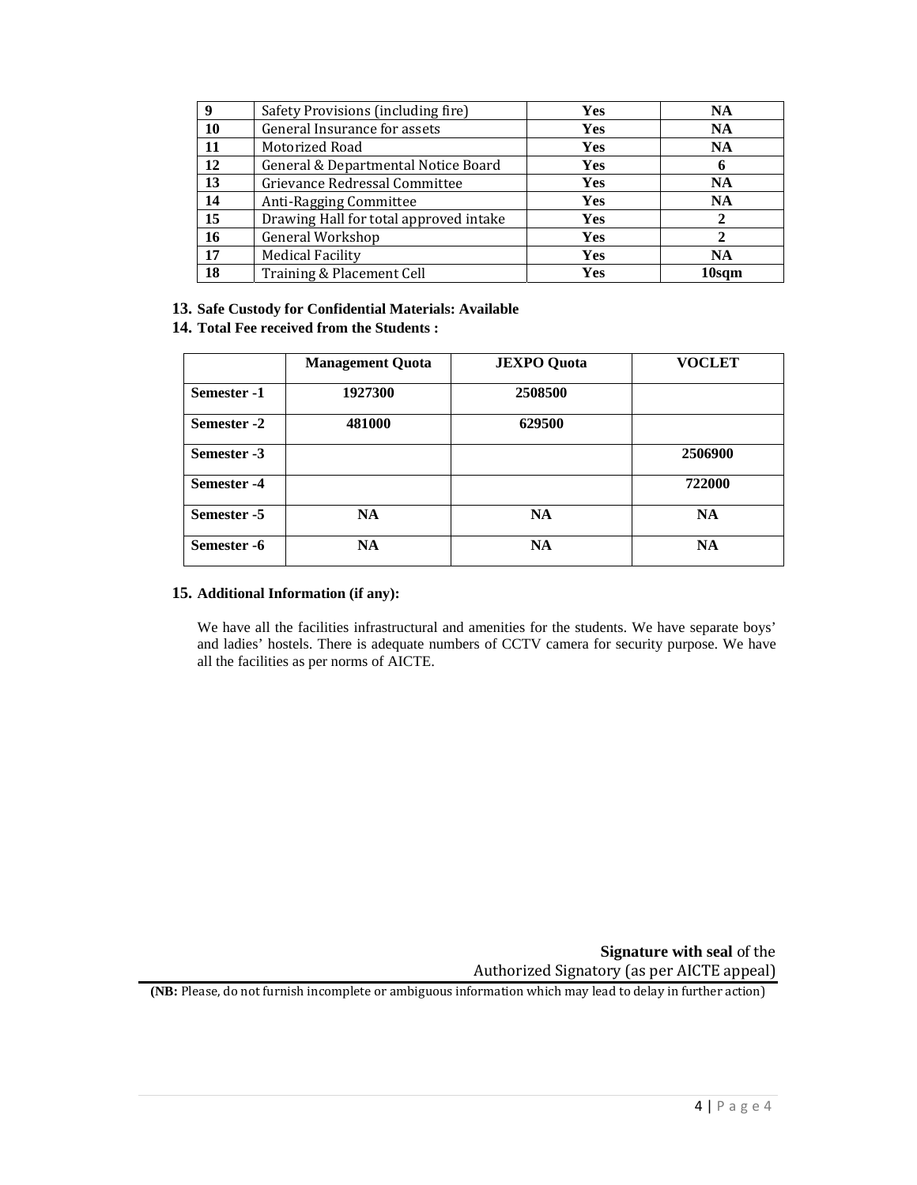| | | | |
|---|---|---|---|
| **9** | Safety Provisions (including fire) | **Yes** | **NA** |
| **10** | General Insurance for assets | **Yes** | **NA** |
| **11** | Motorized Road | **Yes** | **NA** |
| **12** | General & Departmental Notice Board | **Yes** | **6** |
| **13** | Grievance Redressal Committee | **Yes** | **NA** |
| **14** | Anti-Ragging Committee | **Yes** | **NA** |
| **15** | Drawing Hall for total approved intake | **Yes** | **2** |
| **16** | General Workshop | **Yes** | **2** |
| **17** | Medical Facility | **Yes** | **NA** |
| **18** | Training & Placement Cell | **Yes** | **10sqm** |

**13. Safe Custody for Confidential Materials: Available**

**14. Total Fee received from the Students :**

| | **Management Quota** | **JEXPO Quota** | **VOCLET** |
|---|---|---|---|
| **Semester -1** | **1927300** | **2508500** | |
| **Semester -2** | **481000** | **629500** | |
| **Semester -3** | | | **2506900** |
| **Semester -4** | | | **722000** |
| **Semester -5** | **NA** | **NA** | **NA** |
| **Semester -6** | **NA** | **NA** | **NA** |

**15. Additional Information (if any):**

We have all the facilities infrastructural and amenities for the students. We have separate boys' and ladies' hostels. There is adequate numbers of CCTV camera for security purpose. We have all the facilities as per norms of AICTE.

**Signature with seal** of the
Authorized Signatory (as per AICTE appeal)

**(NB:** Please, do not furnish incomplete or ambiguous information which may lead to delay in further action)